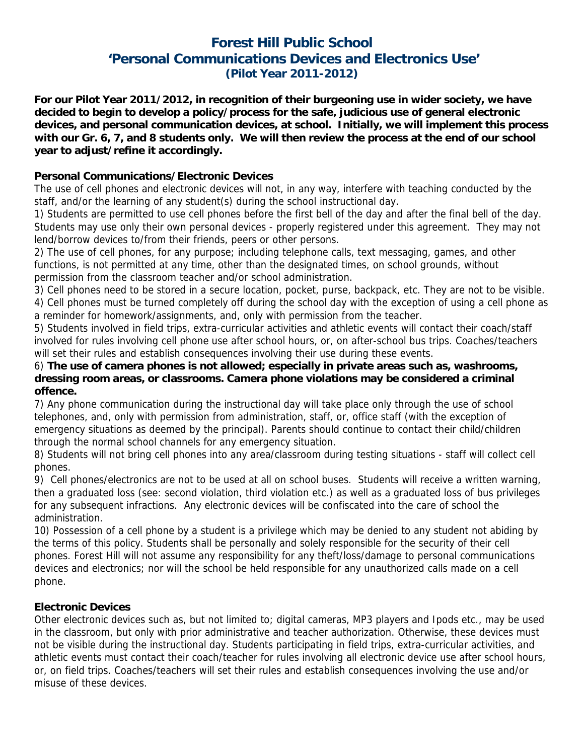# Forest Hill Public School
## 'Personal Communications Devices and Electronics Use'
### (Pilot Year 2011-2012)

**For our Pilot Year 2011/2012, in recognition of their burgeoning use in wider society, we have decided to begin to develop a policy/process for the safe, judicious use of general electronic devices, and personal communication devices, at school. Initially, we will implement this process with our Gr. 6, 7, and 8 students only. We will then review the process at the end of our school year to adjust/refine it accordingly.**

**Personal Communications/Electronic Devices**

The use of cell phones and electronic devices will not, in any way, interfere with teaching conducted by the staff, and/or the learning of any student(s) during the school instructional day.

1) Students are permitted to use cell phones before the first bell of the day and after the final bell of the day. Students may use only their own personal devices - properly registered under this agreement. They may not lend/borrow devices to/from their friends, peers or other persons.

2) The use of cell phones, for any purpose; including telephone calls, text messaging, games, and other functions, is not permitted at any time, other than the designated times, on school grounds, without permission from the classroom teacher and/or school administration.

3) Cell phones need to be stored in a secure location, pocket, purse, backpack, etc. They are not to be visible.

4) Cell phones must be turned completely off during the school day with the exception of using a cell phone as a reminder for homework/assignments, and, only with permission from the teacher.

5) Students involved in field trips, extra-curricular activities and athletic events will contact their coach/staff involved for rules involving cell phone use after school hours, or, on after-school bus trips. Coaches/teachers will set their rules and establish consequences involving their use during these events.

6) **The use of camera phones is not allowed; especially in private areas such as, washrooms, dressing room areas, or classrooms. Camera phone violations may be considered a criminal offence.**

7) Any phone communication during the instructional day will take place only through the use of school telephones, and, only with permission from administration, staff, or, office staff (with the exception of emergency situations as deemed by the principal). Parents should continue to contact their child/children through the normal school channels for any emergency situation.

8) Students will not bring cell phones into any area/classroom during testing situations - staff will collect cell phones.

9) Cell phones/electronics are not to be used at all on school buses. Students will receive a written warning, then a graduated loss (see: second violation, third violation etc.) as well as a graduated loss of bus privileges for any subsequent infractions. Any electronic devices will be confiscated into the care of school the administration.

10) Possession of a cell phone by a student is a privilege which may be denied to any student not abiding by the terms of this policy. Students shall be personally and solely responsible for the security of their cell phones. Forest Hill will not assume any responsibility for any theft/loss/damage to personal communications devices and electronics; nor will the school be held responsible for any unauthorized calls made on a cell phone.

**Electronic Devices**

Other electronic devices such as, but not limited to; digital cameras, MP3 players and Ipods etc., may be used in the classroom, but only with prior administrative and teacher authorization. Otherwise, these devices must not be visible during the instructional day. Students participating in field trips, extra-curricular activities, and athletic events must contact their coach/teacher for rules involving all electronic device use after school hours, or, on field trips. Coaches/teachers will set their rules and establish consequences involving the use and/or misuse of these devices.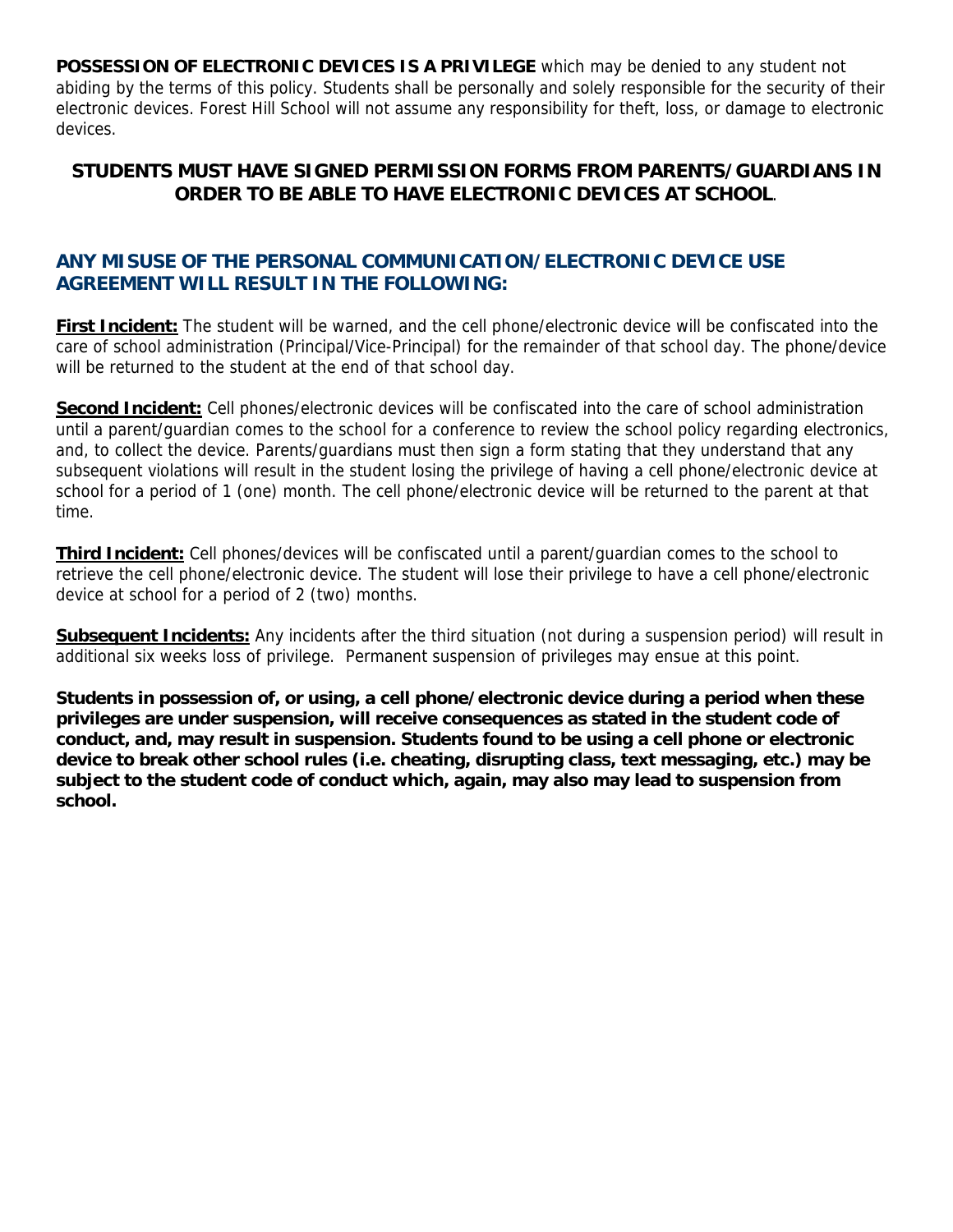**POSSESSION OF ELECTRONIC DEVICES IS A PRIVILEGE** which may be denied to any student not abiding by the terms of this policy. Students shall be personally and solely responsible for the security of their electronic devices. Forest Hill School will not assume any responsibility for theft, loss, or damage to electronic devices.

**STUDENTS MUST HAVE SIGNED PERMISSION FORMS FROM PARENTS/GUARDIANS IN ORDER TO BE ABLE TO HAVE ELECTRONIC DEVICES AT SCHOOL**.

## ANY MISUSE OF THE PERSONAL COMMUNICATION/ELECTRONIC DEVICE USE AGREEMENT WILL RESULT IN THE FOLLOWING:

**First Incident:** The student will be warned, and the cell phone/electronic device will be confiscated into the care of school administration (Principal/Vice-Principal) for the remainder of that school day. The phone/device will be returned to the student at the end of that school day.

**Second Incident:** Cell phones/electronic devices will be confiscated into the care of school administration until a parent/guardian comes to the school for a conference to review the school policy regarding electronics, and, to collect the device. Parents/guardians must then sign a form stating that they understand that any subsequent violations will result in the student losing the privilege of having a cell phone/electronic device at school for a period of 1 (one) month. The cell phone/electronic device will be returned to the parent at that time.

**Third Incident:** Cell phones/devices will be confiscated until a parent/guardian comes to the school to retrieve the cell phone/electronic device. The student will lose their privilege to have a cell phone/electronic device at school for a period of 2 (two) months.

**Subsequent Incidents:** Any incidents after the third situation (not during a suspension period) will result in additional six weeks loss of privilege. Permanent suspension of privileges may ensue at this point.

**Students in possession of, or using, a cell phone/electronic device during a period when these privileges are under suspension, will receive consequences as stated in the student code of conduct, and, may result in suspension. Students found to be using a cell phone or electronic device to break other school rules (i.e. cheating, disrupting class, text messaging, etc.) may be subject to the student code of conduct which, again, may also may lead to suspension from school.**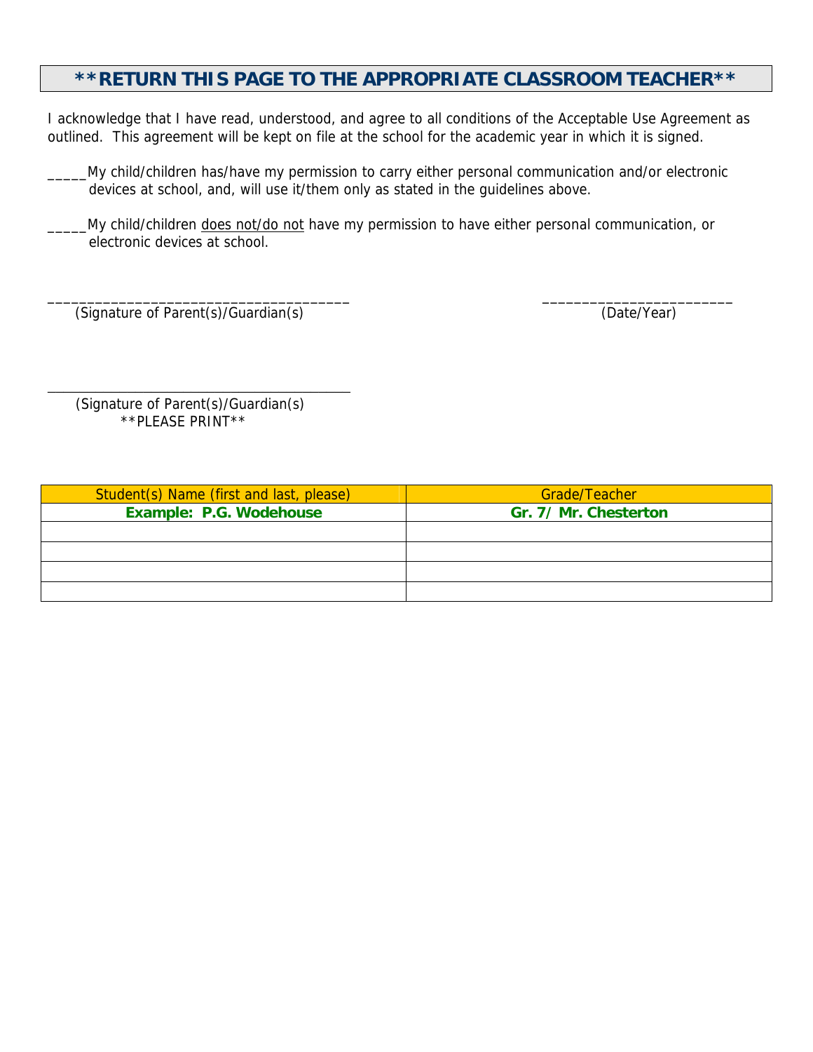## **RETURN THIS PAGE TO THE APPROPRIATE CLASSROOM TEACHER**

I acknowledge that I have read, understood, and agree to all conditions of the Acceptable Use Agreement as outlined. This agreement will be kept on file at the school for the academic year in which it is signed.

_____My child/children has/have my permission to carry either personal communication and/or electronic devices at school, and, will use it/them only as stated in the guidelines above.

_____My child/children <u>does not/do not</u> have my permission to have either personal communication, or electronic devices at school.

______________________________________ (Signature of Parent(s)/Guardian(s))

________________________ (Date/Year)

______________________________________ (Signature of Parent(s)/Guardian(s))
**PLEASE PRINT**

| Student(s) Name (first and last, please) | Grade/Teacher |
|---|---|
| **Example: P.G. Wodehouse** | **Gr. 7/ Mr. Chesterton** |
| | |
| | |
| | |
| | |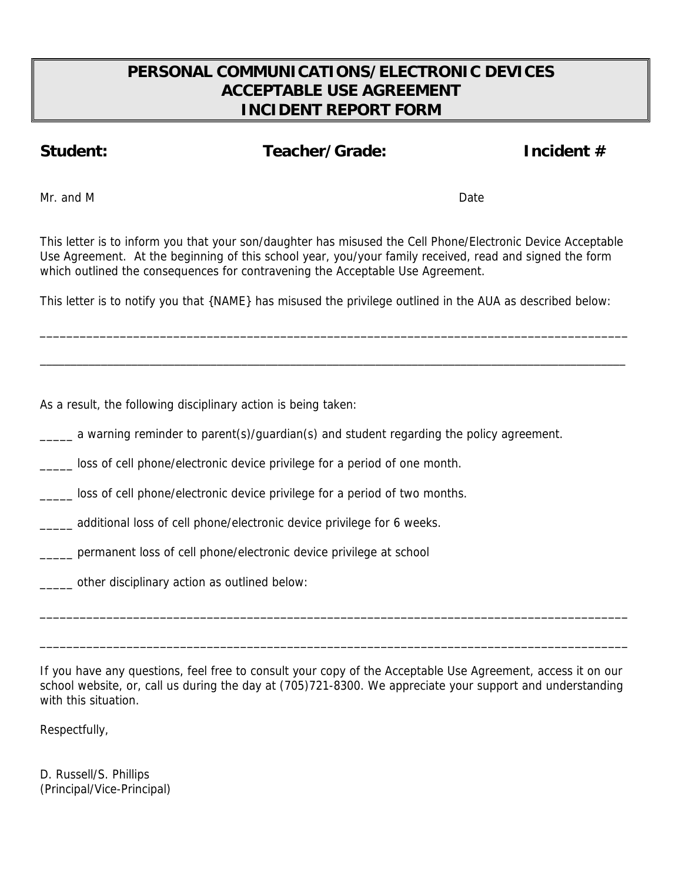# PERSONAL COMMUNICATIONS/ELECTRONIC DEVICES ACCEPTABLE USE AGREEMENT INCIDENT REPORT FORM

**Student:** **Teacher/Grade:** **Incident #**

Mr. and M Date

This letter is to inform you that your son/daughter has misused the Cell Phone/Electronic Device Acceptable Use Agreement. At the beginning of this school year, you/your family received, read and signed the form which outlined the consequences for contravening the Acceptable Use Agreement.

This letter is to notify you that {NAME} has misused the privilege outlined in the AUA as described below:

___________________________________________________________________________________________

___________________________________________________________________________________________

As a result, the following disciplinary action is being taken:

_____ a warning reminder to parent(s)/guardian(s) and student regarding the policy agreement.

_____ loss of cell phone/electronic device privilege for a period of one month.

_____ loss of cell phone/electronic device privilege for a period of two months.

_____ additional loss of cell phone/electronic device privilege for 6 weeks.

_____ permanent loss of cell phone/electronic device privilege at school

_____ other disciplinary action as outlined below:

___________________________________________________________________________________________

___________________________________________________________________________________________

If you have any questions, feel free to consult your copy of the Acceptable Use Agreement, access it on our school website, or, call us during the day at (705)721-8300. We appreciate your support and understanding with this situation.

Respectfully,

D. Russell/S. Phillips
(Principal/Vice-Principal)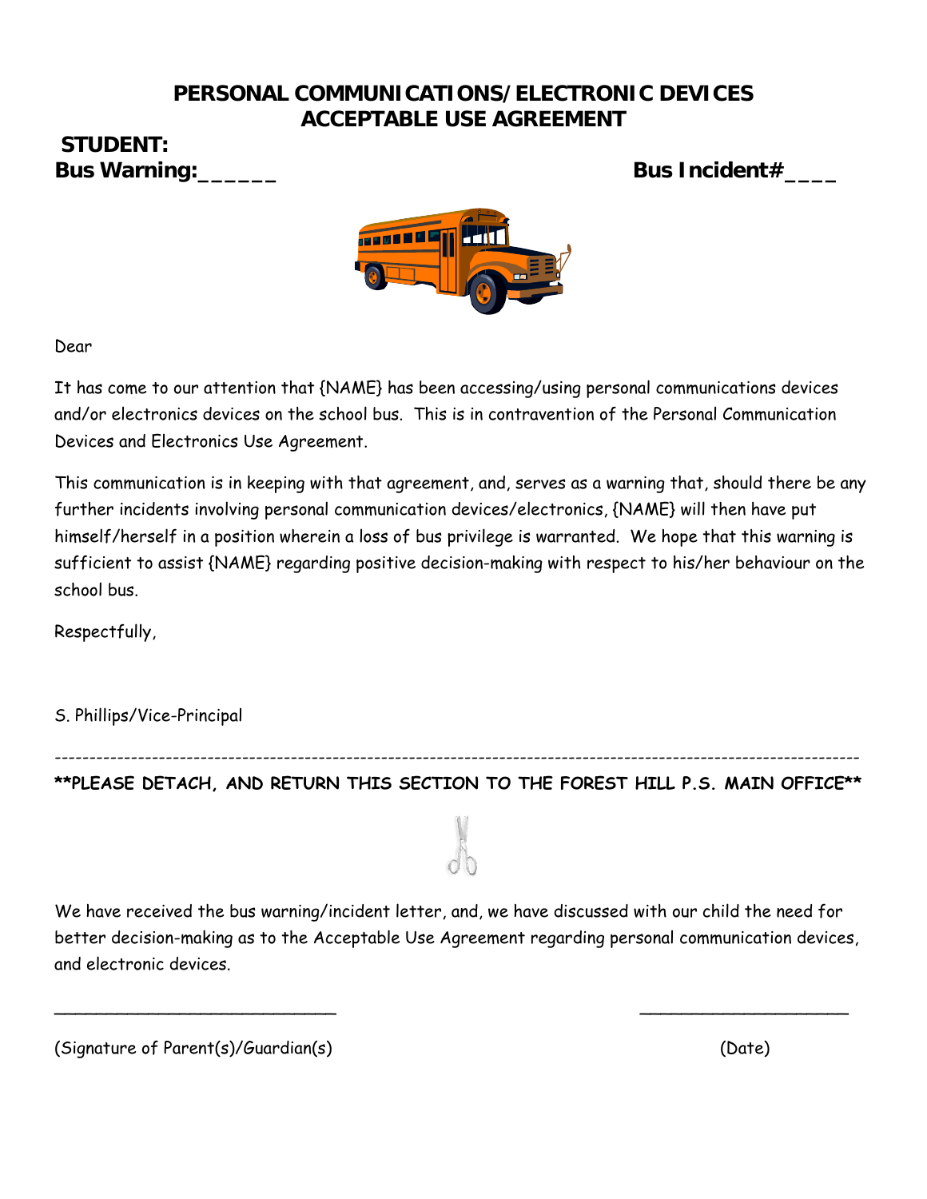# PERSONAL COMMUNICATIONS/ELECTRONIC DEVICES ACCEPTABLE USE AGREEMENT

**STUDENT:**

**Bus Warning:______** **Bus Incident#____**

Dear

It has come to our attention that {NAME} has been accessing/using personal communications devices and/or electronics devices on the school bus. This is in contravention of the Personal Communication Devices and Electronics Use Agreement.

This communication is in keeping with that agreement, and, serves as a warning that, should there be any further incidents involving personal communication devices/electronics, {NAME} will then have put himself/herself in a position wherein a loss of bus privilege is warranted. We hope that this warning is sufficient to assist {NAME} regarding positive decision-making with respect to his/her behaviour on the school bus.

Respectfully,

S. Phillips/Vice-Principal

---

**\*\*PLEASE DETACH, AND RETURN THIS SECTION TO THE FOREST HILL P.S. MAIN OFFICE\*\***

We have received the bus warning/incident letter, and, we have discussed with our child the need for better decision-making as to the Acceptable Use Agreement regarding personal communication devices, and electronic devices.

____________________________ ____________________

(Signature of Parent(s)/Guardian(s)) (Date)